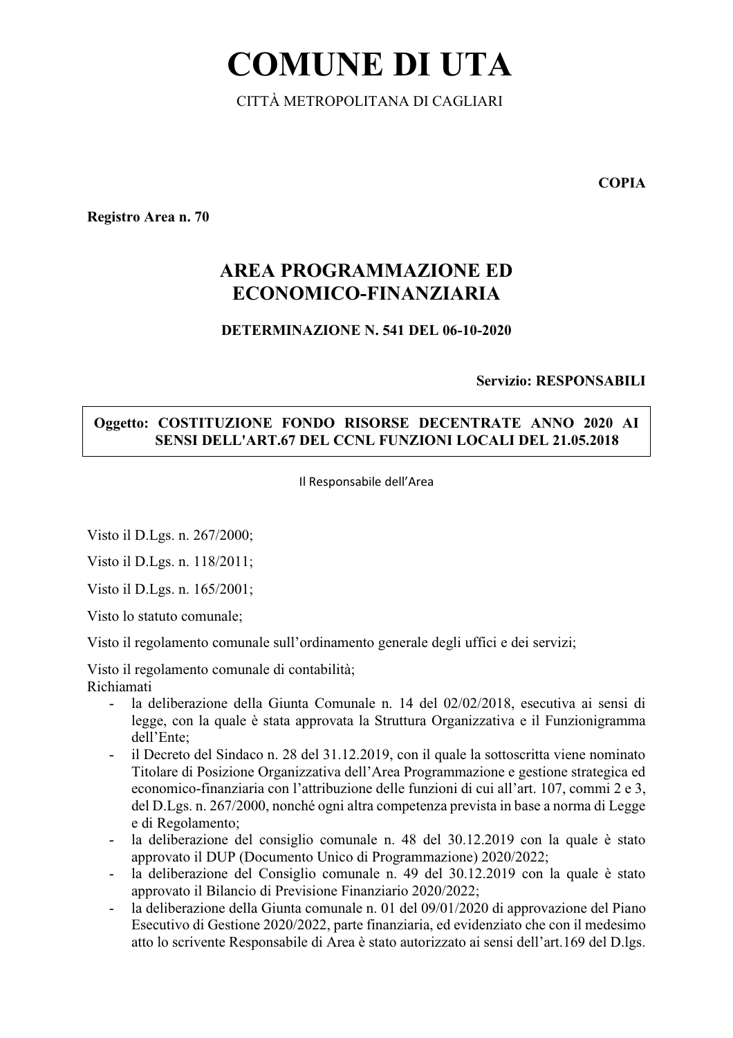# COMUNE DI UTA

CITTÀ METROPOLITANA DI CAGLIARI

**COPIA**

**Registro Area n. 70**

## AREA PROGRAMMAZIONE ED ECONOMICO-FINANZIARIA

**DETERMINAZIONE N. 541 DEL 06-10-2020**

**Servizio: RESPONSABILI**

| **Oggetto: COSTITUZIONE FONDO RISORSE DECENTRATE ANNO 2020 AI SENSI DELL'ART.67 DEL CCNL FUNZIONI LOCALI DEL 21.05.2018** |
|---|

Il Responsabile dell'Area

Visto il D.Lgs. n. 267/2000;

Visto il D.Lgs. n. 118/2011;

Visto il D.Lgs. n. 165/2001;

Visto lo statuto comunale;

Visto il regolamento comunale sull'ordinamento generale degli uffici e dei servizi;

Visto il regolamento comunale di contabilità;

Richiamati

- la deliberazione della Giunta Comunale n. 14 del 02/02/2018, esecutiva ai sensi di legge, con la quale è stata approvata la Struttura Organizzativa e il Funzionigramma dell'Ente;
- il Decreto del Sindaco n. 28 del 31.12.2019, con il quale la sottoscritta viene nominato Titolare di Posizione Organizzativa dell'Area Programmazione e gestione strategica ed economico-finanziaria con l'attribuzione delle funzioni di cui all'art. 107, commi 2 e 3, del D.Lgs. n. 267/2000, nonché ogni altra competenza prevista in base a norma di Legge e di Regolamento;
- la deliberazione del consiglio comunale n. 48 del 30.12.2019 con la quale è stato approvato il DUP (Documento Unico di Programmazione) 2020/2022;
- la deliberazione del Consiglio comunale n. 49 del 30.12.2019 con la quale è stato approvato il Bilancio di Previsione Finanziario 2020/2022;
- la deliberazione della Giunta comunale n. 01 del 09/01/2020 di approvazione del Piano Esecutivo di Gestione 2020/2022, parte finanziaria, ed evidenziato che con il medesimo atto lo scrivente Responsabile di Area è stato autorizzato ai sensi dell'art.169 del D.lgs.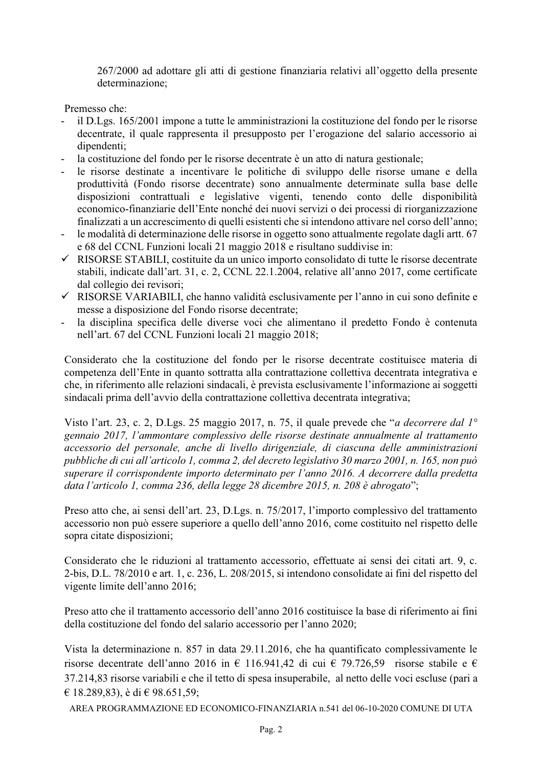267/2000 ad adottare gli atti di gestione finanziaria relativi all'oggetto della presente determinazione;

Premesso che:

- il D.Lgs. 165/2001 impone a tutte le amministrazioni la costituzione del fondo per le risorse decentrate, il quale rappresenta il presupposto per l'erogazione del salario accessorio ai dipendenti;
- la costituzione del fondo per le risorse decentrate è un atto di natura gestionale;
- le risorse destinate a incentivare le politiche di sviluppo delle risorse umane e della produttività (Fondo risorse decentrate) sono annualmente determinate sulla base delle disposizioni contrattuali e legislative vigenti, tenendo conto delle disponibilità economico-finanziarie dell'Ente nonché dei nuovi servizi o dei processi di riorganizzazione finalizzati a un accrescimento di quelli esistenti che si intendono attivare nel corso dell'anno;
- le modalità di determinazione delle risorse in oggetto sono attualmente regolate dagli artt. 67 e 68 del CCNL Funzioni locali 21 maggio 2018 e risultano suddivise in:
  - ✓ RISORSE STABILI, costituite da un unico importo consolidato di tutte le risorse decentrate stabili, indicate dall'art. 31, c. 2, CCNL 22.1.2004, relative all'anno 2017, come certificate dal collegio dei revisori;
  - ✓ RISORSE VARIABILI, che hanno validità esclusivamente per l'anno in cui sono definite e messe a disposizione del Fondo risorse decentrate;
- la disciplina specifica delle diverse voci che alimentano il predetto Fondo è contenuta nell'art. 67 del CCNL Funzioni locali 21 maggio 2018;

Considerato che la costituzione del fondo per le risorse decentrate costituisce materia di competenza dell'Ente in quanto sottratta alla contrattazione collettiva decentrata integrativa e che, in riferimento alle relazioni sindacali, è prevista esclusivamente l'informazione ai soggetti sindacali prima dell'avvio della contrattazione collettiva decentrata integrativa;

Visto l'art. 23, c. 2, D.Lgs. 25 maggio 2017, n. 75, il quale prevede che "*a decorrere dal 1° gennaio 2017, l'ammontare complessivo delle risorse destinate annualmente al trattamento accessorio del personale, anche di livello dirigenziale, di ciascuna delle amministrazioni pubbliche di cui all'articolo 1, comma 2, del decreto legislativo 30 marzo 2001, n. 165, non può superare il corrispondente importo determinato per l'anno 2016. A decorrere dalla predetta data l'articolo 1, comma 236, della legge 28 dicembre 2015, n. 208 è abrogato*";

Preso atto che, ai sensi dell'art. 23, D.Lgs. n. 75/2017, l'importo complessivo del trattamento accessorio non può essere superiore a quello dell'anno 2016, come costituito nel rispetto delle sopra citate disposizioni;

Considerato che le riduzioni al trattamento accessorio, effettuate ai sensi dei citati art. 9, c. 2-bis, D.L. 78/2010 e art. 1, c. 236, L. 208/2015, si intendono consolidate ai fini del rispetto del vigente limite dell'anno 2016;

Preso atto che il trattamento accessorio dell'anno 2016 costituisce la base di riferimento ai fini della costituzione del fondo del salario accessorio per l'anno 2020;

Vista la determinazione n. 857 in data 29.11.2016, che ha quantificato complessivamente le risorse decentrate dell'anno 2016 in € 116.941,42 di cui € 79.726,59 risorse stabile e € 37.214,83 risorse variabili e che il tetto di spesa insuperabile, al netto delle voci escluse (pari a € 18.289,83), è di € 98.651,59;

AREA PROGRAMMAZIONE ED ECONOMICO-FINANZIARIA n.541 del 06-10-2020 COMUNE DI UTA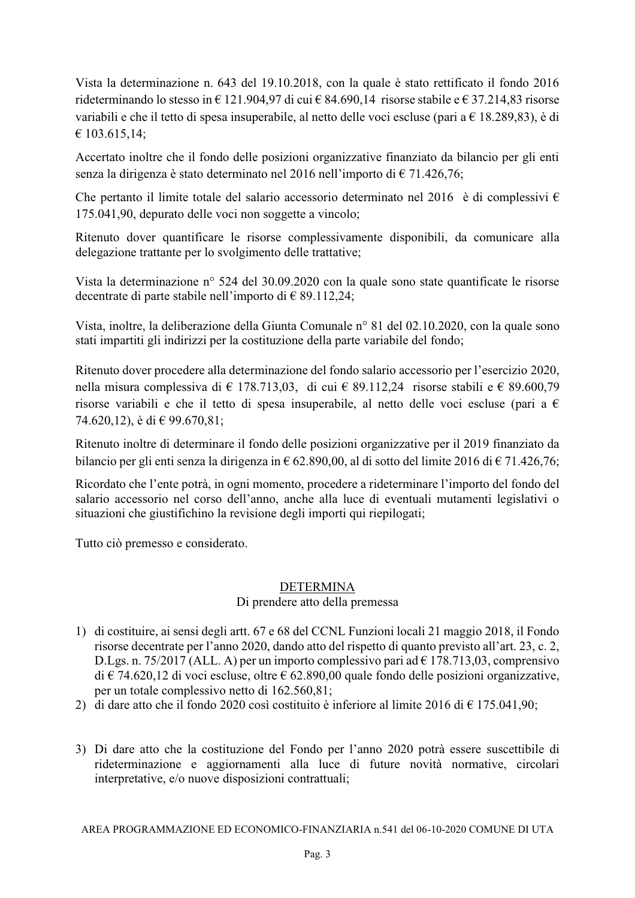Vista la determinazione n. 643 del 19.10.2018, con la quale è stato rettificato il fondo 2016 rideterminando lo stesso in € 121.904,97 di cui € 84.690,14 risorse stabile e € 37.214,83 risorse variabili e che il tetto di spesa insuperabile, al netto delle voci escluse (pari a € 18.289,83), è di € 103.615,14;

Accertato inoltre che il fondo delle posizioni organizzative finanziato da bilancio per gli enti senza la dirigenza è stato determinato nel 2016 nell'importo di € 71.426,76;

Che pertanto il limite totale del salario accessorio determinato nel 2016 è di complessivi € 175.041,90, depurato delle voci non soggette a vincolo;

Ritenuto dover quantificare le risorse complessivamente disponibili, da comunicare alla delegazione trattante per lo svolgimento delle trattative;

Vista la determinazione n° 524 del 30.09.2020 con la quale sono state quantificate le risorse decentrate di parte stabile nell'importo di € 89.112,24;

Vista, inoltre, la deliberazione della Giunta Comunale n° 81 del 02.10.2020, con la quale sono stati impartiti gli indirizzi per la costituzione della parte variabile del fondo;

Ritenuto dover procedere alla determinazione del fondo salario accessorio per l'esercizio 2020, nella misura complessiva di € 178.713,03, di cui € 89.112,24 risorse stabili e € 89.600,79 risorse variabili e che il tetto di spesa insuperabile, al netto delle voci escluse (pari a € 74.620,12), è di € 99.670,81;

Ritenuto inoltre di determinare il fondo delle posizioni organizzative per il 2019 finanziato da bilancio per gli enti senza la dirigenza in € 62.890,00, al di sotto del limite 2016 di € 71.426,76;

Ricordato che l'ente potrà, in ogni momento, procedere a rideterminare l'importo del fondo del salario accessorio nel corso dell'anno, anche alla luce di eventuali mutamenti legislativi o situazioni che giustifichino la revisione degli importi qui riepilogati;

Tutto ciò premesso e considerato.

<u>DETERMINA</u>

Di prendere atto della premessa

1) di costituire, ai sensi degli artt. 67 e 68 del CCNL Funzioni locali 21 maggio 2018, il Fondo risorse decentrate per l'anno 2020, dando atto del rispetto di quanto previsto all'art. 23, c. 2, D.Lgs. n. 75/2017 (ALL. A) per un importo complessivo pari ad € 178.713,03, comprensivo di € 74.620,12 di voci escluse, oltre € 62.890,00 quale fondo delle posizioni organizzative, per un totale complessivo netto di 162.560,81;
2) di dare atto che il fondo 2020 così costituito è inferiore al limite 2016 di € 175.041,90;
3) Di dare atto che la costituzione del Fondo per l'anno 2020 potrà essere suscettibile di rideterminazione e aggiornamenti alla luce di future novità normative, circolari interpretative, e/o nuove disposizioni contrattuali;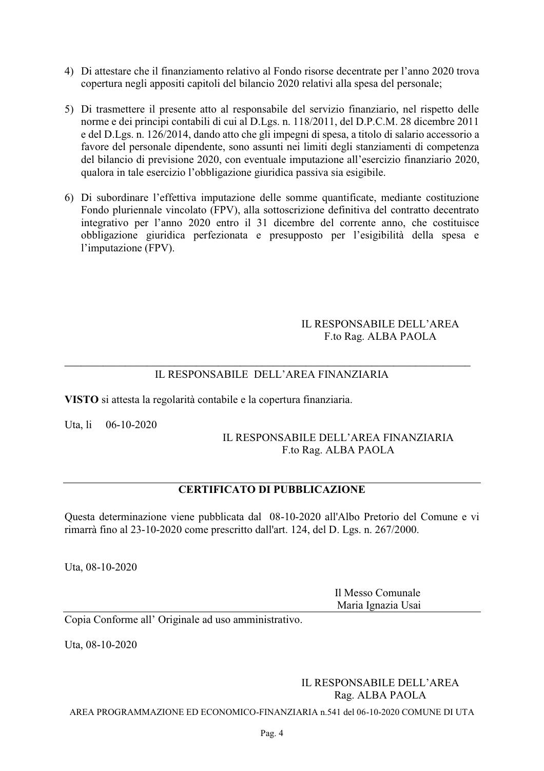4) Di attestare che il finanziamento relativo al Fondo risorse decentrate per l'anno 2020 trova copertura negli appositi capitoli del bilancio 2020 relativi alla spesa del personale;

5) Di trasmettere il presente atto al responsabile del servizio finanziario, nel rispetto delle norme e dei principi contabili di cui al D.Lgs. n. 118/2011, del D.P.C.M. 28 dicembre 2011 e del D.Lgs. n. 126/2014, dando atto che gli impegni di spesa, a titolo di salario accessorio a favore del personale dipendente, sono assunti nei limiti degli stanziamenti di competenza del bilancio di previsione 2020, con eventuale imputazione all'esercizio finanziario 2020, qualora in tale esercizio l'obbligazione giuridica passiva sia esigibile.

6) Di subordinare l'effettiva imputazione delle somme quantificate, mediante costituzione Fondo pluriennale vincolato (FPV), alla sottoscrizione definitiva del contratto decentrato integrativo per l'anno 2020 entro il 31 dicembre del corrente anno, che costituisce obbligazione giuridica perfezionata e presupposto per l'esigibilità della spesa e l'imputazione (FPV).

IL RESPONSABILE DELL'AREA
F.to Rag. ALBA PAOLA

---

IL RESPONSABILE DELL'AREA FINANZIARIA

**VISTO** si attesta la regolarità contabile e la copertura finanziaria.

Uta, li 06-10-2020

IL RESPONSABILE DELL'AREA FINANZIARIA
F.to Rag. ALBA PAOLA

---

**CERTIFICATO DI PUBBLICAZIONE**

Questa determinazione viene pubblicata dal 08-10-2020 all'Albo Pretorio del Comune e vi rimarrà fino al 23-10-2020 come prescritto dall'art. 124, del D. Lgs. n. 267/2000.

Uta, 08-10-2020

Il Messo Comunale
Maria Ignazia Usai

---

Copia Conforme all' Originale ad uso amministrativo.

Uta, 08-10-2020

IL RESPONSABILE DELL'AREA
Rag. ALBA PAOLA

AREA PROGRAMMAZIONE ED ECONOMICO-FINANZIARIA n.541 del 06-10-2020 COMUNE DI UTA